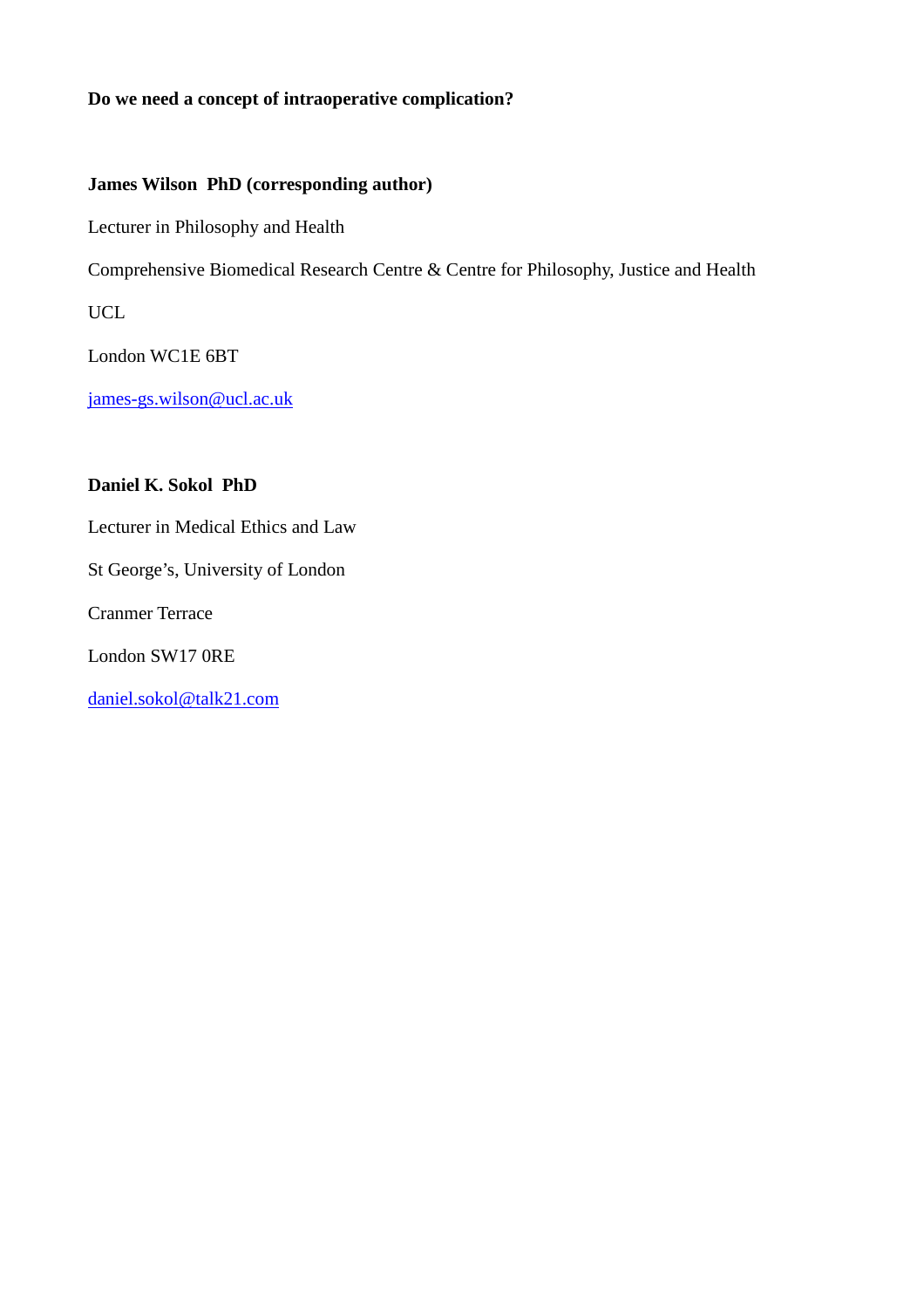**Do we need a concept of intraoperative complication?**

**James Wilson PhD (corresponding author)**

Lecturer in Philosophy and Health

Comprehensive Biomedical Research Centre & Centre for Philosophy, Justice and Health

UCL

London WC1E 6BT

james-gs.wilson@ucl.ac.uk

**Daniel K. Sokol PhD**

Lecturer in Medical Ethics and Law

St George's, University of London

Cranmer Terrace

London SW17 0RE

daniel.sokol@talk21.com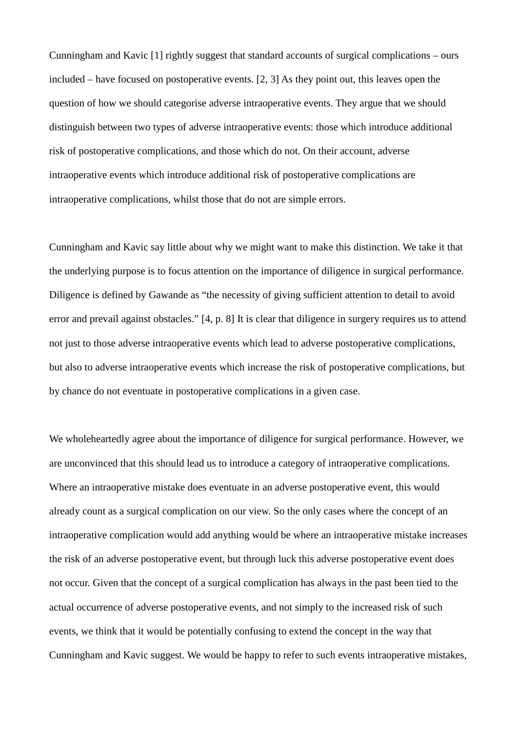Cunningham and Kavic [1] rightly suggest that standard accounts of surgical complications – ours included – have focused on postoperative events. [2, 3] As they point out, this leaves open the question of how we should categorise adverse intraoperative events. They argue that we should distinguish between two types of adverse intraoperative events: those which introduce additional risk of postoperative complications, and those which do not. On their account, adverse intraoperative events which introduce additional risk of postoperative complications are intraoperative complications, whilst those that do not are simple errors.

Cunningham and Kavic say little about why we might want to make this distinction. We take it that the underlying purpose is to focus attention on the importance of diligence in surgical performance. Diligence is defined by Gawande as "the necessity of giving sufficient attention to detail to avoid error and prevail against obstacles." [4, p. 8] It is clear that diligence in surgery requires us to attend not just to those adverse intraoperative events which lead to adverse postoperative complications, but also to adverse intraoperative events which increase the risk of postoperative complications, but by chance do not eventuate in postoperative complications in a given case.

We wholeheartedly agree about the importance of diligence for surgical performance. However, we are unconvinced that this should lead us to introduce a category of intraoperative complications. Where an intraoperative mistake does eventuate in an adverse postoperative event, this would already count as a surgical complication on our view. So the only cases where the concept of an intraoperative complication would add anything would be where an intraoperative mistake increases the risk of an adverse postoperative event, but through luck this adverse postoperative event does not occur. Given that the concept of a surgical complication has always in the past been tied to the actual occurrence of adverse postoperative events, and not simply to the increased risk of such events, we think that it would be potentially confusing to extend the concept in the way that Cunningham and Kavic suggest. We would be happy to refer to such events intraoperative mistakes,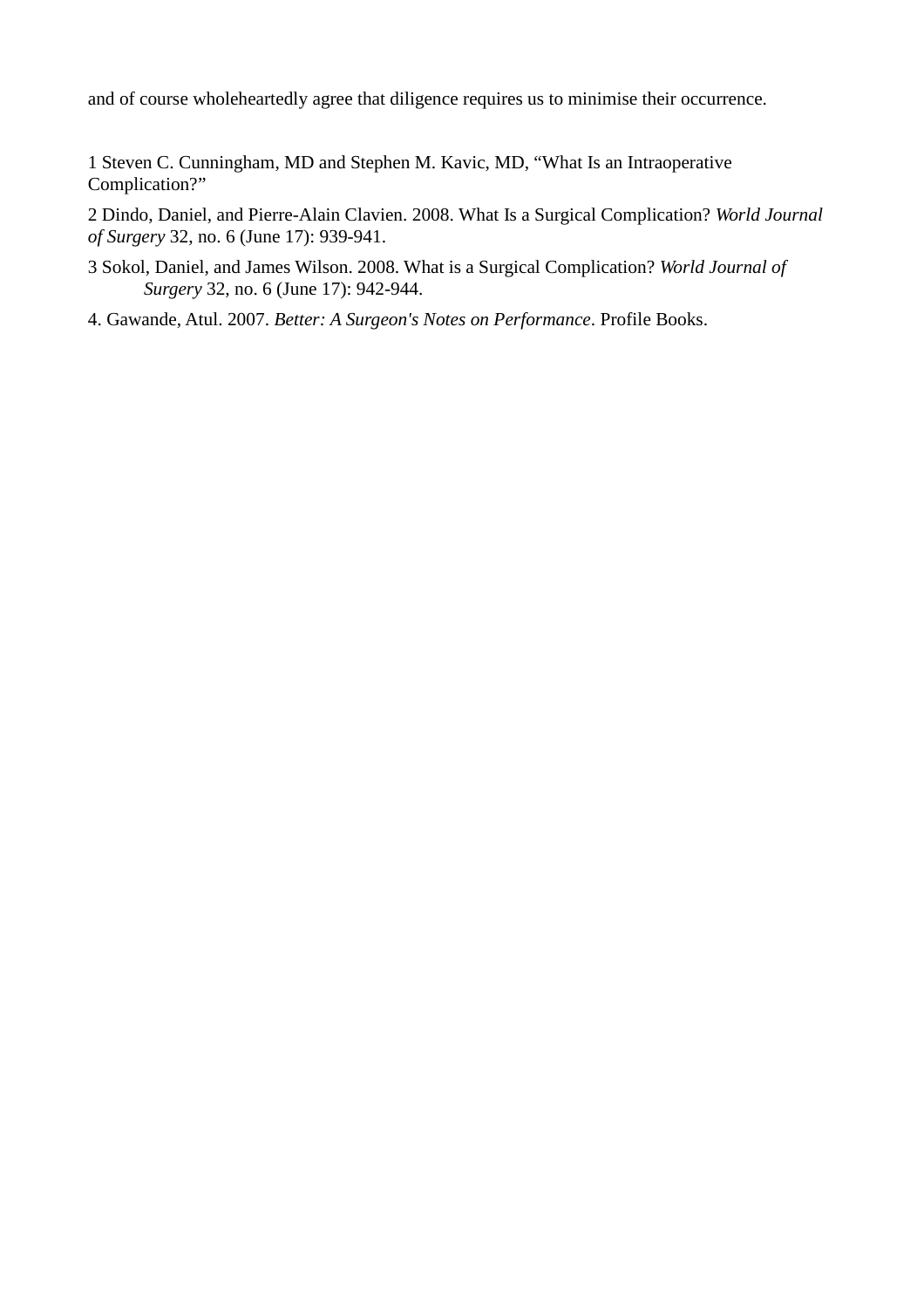and of course wholeheartedly agree that diligence requires us to minimise their occurrence.

1 Steven C. Cunningham, MD and Stephen M. Kavic, MD, “What Is an Intraoperative Complication?”

2 Dindo, Daniel, and Pierre-Alain Clavien. 2008. What Is a Surgical Complication? *World Journal of Surgery* 32, no. 6 (June 17): 939-941.

3 Sokol, Daniel, and James Wilson. 2008. What is a Surgical Complication? *World Journal of Surgery* 32, no. 6 (June 17): 942-944.

4. Gawande, Atul. 2007. *Better: A Surgeon's Notes on Performance*. Profile Books.